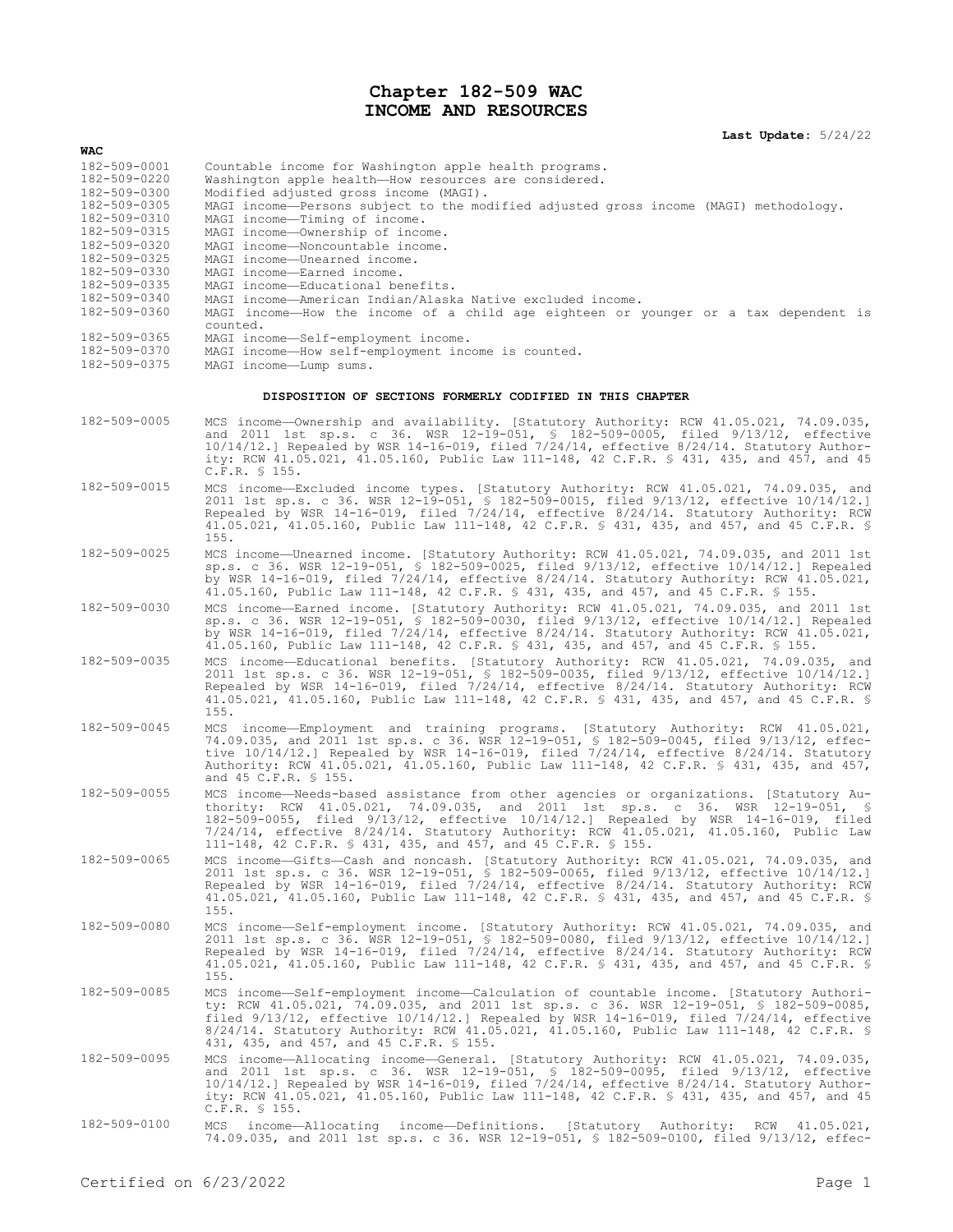# Chapter 182-509 WAC
# INCOME AND RESOURCES

**Last Update:** 5/24/22

**WAC**

| | |
|---|---|
| 182-509-0001 | Countable income for Washington apple health programs. |
| 182-509-0220 | Washington apple health—How resources are considered. |
| 182-509-0300 | Modified adjusted gross income (MAGI). |
| 182-509-0305 | MAGI income—Persons subject to the modified adjusted gross income (MAGI) methodology. |
| 182-509-0310 | MAGI income—Timing of income. |
| 182-509-0315 | MAGI income—Ownership of income. |
| 182-509-0320 | MAGI income—Noncountable income. |
| 182-509-0325 | MAGI income—Unearned income. |
| 182-509-0330 | MAGI income—Earned income. |
| 182-509-0335 | MAGI income—Educational benefits. |
| 182-509-0340 | MAGI income—American Indian/Alaska Native excluded income. |
| 182-509-0360 | MAGI income—How the income of a child age eighteen or younger or a tax dependent is counted. |
| 182-509-0365 | MAGI income—Self-employment income. |
| 182-509-0370 | MAGI income—How self-employment income is counted. |
| 182-509-0375 | MAGI income—Lump sums. |

**DISPOSITION OF SECTIONS FORMERLY CODIFIED IN THIS CHAPTER**

| | |
|---|---|
| 182-509-0005 | MCS income—Ownership and availability. [Statutory Authority: RCW 41.05.021, 74.09.035, and 2011 1st sp.s. c 36. WSR 12-19-051, § 182-509-0005, filed 9/13/12, effective 10/14/12.] Repealed by WSR 14-16-019, filed 7/24/14, effective 8/24/14. Statutory Authority: RCW 41.05.021, 41.05.160, Public Law 111-148, 42 C.F.R. § 431, 435, and 457, and 45 C.F.R. § 155. |
| 182-509-0015 | MCS income—Excluded income types. [Statutory Authority: RCW 41.05.021, 74.09.035, and 2011 1st sp.s. c 36. WSR 12-19-051, § 182-509-0015, filed 9/13/12, effective 10/14/12.] Repealed by WSR 14-16-019, filed 7/24/14, effective 8/24/14. Statutory Authority: RCW 41.05.021, 41.05.160, Public Law 111-148, 42 C.F.R. § 431, 435, and 457, and 45 C.F.R. § 155. |
| 182-509-0025 | MCS income—Unearned income. [Statutory Authority: RCW 41.05.021, 74.09.035, and 2011 1st sp.s. c 36. WSR 12-19-051, § 182-509-0025, filed 9/13/12, effective 10/14/12.] Repealed by WSR 14-16-019, filed 7/24/14, effective 8/24/14. Statutory Authority: RCW 41.05.021, 41.05.160, Public Law 111-148, 42 C.F.R. § 431, 435, and 457, and 45 C.F.R. § 155. |
| 182-509-0030 | MCS income—Earned income. [Statutory Authority: RCW 41.05.021, 74.09.035, and 2011 1st sp.s. c 36. WSR 12-19-051, § 182-509-0030, filed 9/13/12, effective 10/14/12.] Repealed by WSR 14-16-019, filed 7/24/14, effective 8/24/14. Statutory Authority: RCW 41.05.021, 41.05.160, Public Law 111-148, 42 C.F.R. § 431, 435, and 457, and 45 C.F.R. § 155. |
| 182-509-0035 | MCS income—Educational benefits. [Statutory Authority: RCW 41.05.021, 74.09.035, and 2011 1st sp.s. c 36. WSR 12-19-051, § 182-509-0035, filed 9/13/12, effective 10/14/12.] Repealed by WSR 14-16-019, filed 7/24/14, effective 8/24/14. Statutory Authority: RCW 41.05.021, 41.05.160, Public Law 111-148, 42 C.F.R. § 431, 435, and 457, and 45 C.F.R. § 155. |
| 182-509-0045 | MCS income—Employment and training programs. [Statutory Authority: RCW 41.05.021, 74.09.035, and 2011 1st sp.s. c 36. WSR 12-19-051, § 182-509-0045, filed 9/13/12, effective 10/14/12.] Repealed by WSR 14-16-019, filed 7/24/14, effective 8/24/14. Statutory Authority: RCW 41.05.021, 41.05.160, Public Law 111-148, 42 C.F.R. § 431, 435, and 457, and 45 C.F.R. § 155. |
| 182-509-0055 | MCS income—Needs-based assistance from other agencies or organizations. [Statutory Authority: RCW 41.05.021, 74.09.035, and 2011 1st sp.s. c 36. WSR 12-19-051, § 182-509-0055, filed 9/13/12, effective 10/14/12.] Repealed by WSR 14-16-019, filed 7/24/14, effective 8/24/14. Statutory Authority: RCW 41.05.021, 41.05.160, Public Law 111-148, 42 C.F.R. § 431, 435, and 457, and 45 C.F.R. § 155. |
| 182-509-0065 | MCS income—Gifts—Cash and noncash. [Statutory Authority: RCW 41.05.021, 74.09.035, and 2011 1st sp.s. c 36. WSR 12-19-051, § 182-509-0065, filed 9/13/12, effective 10/14/12.] Repealed by WSR 14-16-019, filed 7/24/14, effective 8/24/14. Statutory Authority: RCW 41.05.021, 41.05.160, Public Law 111-148, 42 C.F.R. § 431, 435, and 457, and 45 C.F.R. § 155. |
| 182-509-0080 | MCS income—Self-employment income. [Statutory Authority: RCW 41.05.021, 74.09.035, and 2011 1st sp.s. c 36. WSR 12-19-051, § 182-509-0080, filed 9/13/12, effective 10/14/12.] Repealed by WSR 14-16-019, filed 7/24/14, effective 8/24/14. Statutory Authority: RCW 41.05.021, 41.05.160, Public Law 111-148, 42 C.F.R. § 431, 435, and 457, and 45 C.F.R. § 155. |
| 182-509-0085 | MCS income—Self-employment income—Calculation of countable income. [Statutory Authority: RCW 41.05.021, 74.09.035, and 2011 1st sp.s. c 36. WSR 12-19-051, § 182-509-0085, filed 9/13/12, effective 10/14/12.] Repealed by WSR 14-16-019, filed 7/24/14, effective 8/24/14. Statutory Authority: RCW 41.05.021, 41.05.160, Public Law 111-148, 42 C.F.R. § 431, 435, and 457, and 45 C.F.R. § 155. |
| 182-509-0095 | MCS income—Allocating income—General. [Statutory Authority: RCW 41.05.021, 74.09.035, and 2011 1st sp.s. c 36. WSR 12-19-051, § 182-509-0095, filed 9/13/12, effective 10/14/12.] Repealed by WSR 14-16-019, filed 7/24/14, effective 8/24/14. Statutory Authority: RCW 41.05.021, 41.05.160, Public Law 111-148, 42 C.F.R. § 431, 435, and 457, and 45 C.F.R. § 155. |
| 182-509-0100 | MCS income—Allocating income—Definitions. [Statutory Authority: RCW 41.05.021, 74.09.035, and 2011 1st sp.s. c 36. WSR 12-19-051, § 182-509-0100, filed 9/13/12, effec- |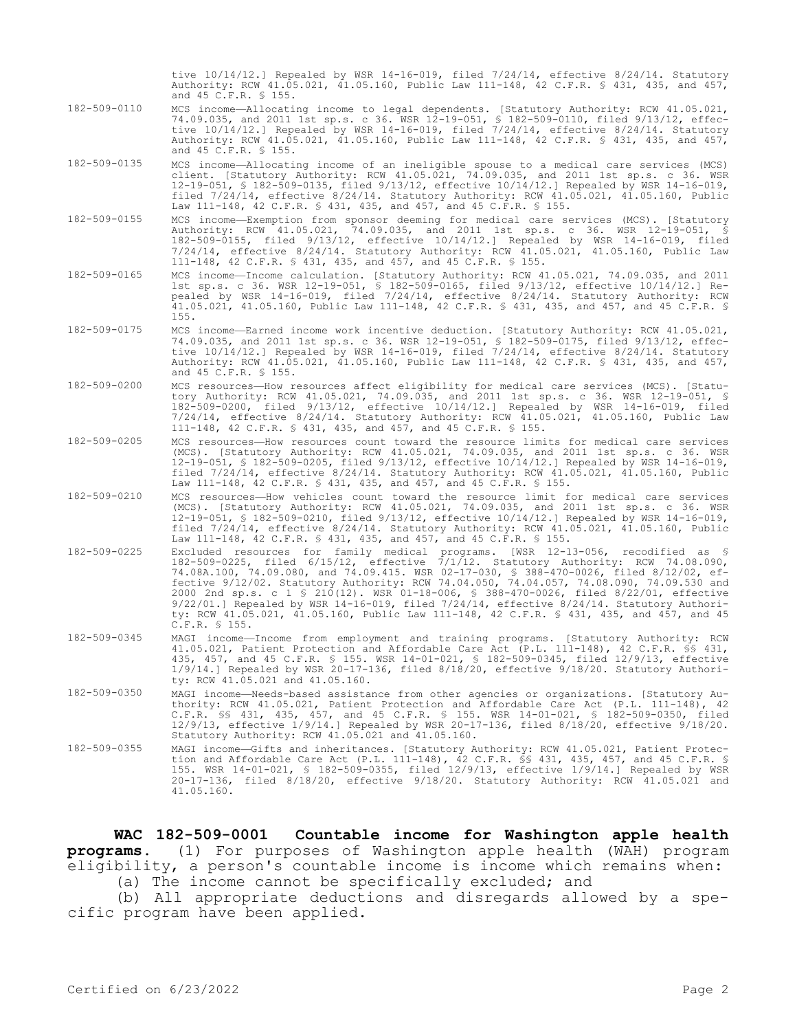tive 10/14/12.] Repealed by WSR 14-16-019, filed 7/24/14, effective 8/24/14. Statutory Authority: RCW 41.05.021, 41.05.160, Public Law 111-148, 42 C.F.R. § 431, 435, and 457, and 45 C.F.R. § 155.

182-509-0110 MCS income—Allocating income to legal dependents. [Statutory Authority: RCW 41.05.021, 74.09.035, and 2011 1st sp.s. c 36. WSR 12-19-051, § 182-509-0110, filed 9/13/12, effective 10/14/12.] Repealed by WSR 14-16-019, filed 7/24/14, effective 8/24/14. Statutory Authority: RCW 41.05.021, 41.05.160, Public Law 111-148, 42 C.F.R. § 431, 435, and 457, and 45 C.F.R. § 155.

182-509-0135 MCS income—Allocating income of an ineligible spouse to a medical care services (MCS) client. [Statutory Authority: RCW 41.05.021, 74.09.035, and 2011 1st sp.s. c 36. WSR 12-19-051, § 182-509-0135, filed 9/13/12, effective 10/14/12.] Repealed by WSR 14-16-019, filed 7/24/14, effective 8/24/14. Statutory Authority: RCW 41.05.021, 41.05.160, Public Law 111-148, 42 C.F.R. § 431, 435, and 457, and 45 C.F.R. § 155.

182-509-0155 MCS income—Exemption from sponsor deeming for medical care services (MCS). [Statutory Authority: RCW 41.05.021, 74.09.035, and 2011 1st sp.s. c 36. WSR 12-19-051, § 182-509-0155, filed 9/13/12, effective 10/14/12.] Repealed by WSR 14-16-019, filed 7/24/14, effective 8/24/14. Statutory Authority: RCW 41.05.021, 41.05.160, Public Law 111-148, 42 C.F.R. § 431, 435, and 457, and 45 C.F.R. § 155.

182-509-0165 MCS income—Income calculation. [Statutory Authority: RCW 41.05.021, 74.09.035, and 2011 1st sp.s. c 36. WSR 12-19-051, § 182-509-0165, filed 9/13/12, effective 10/14/12.] Repealed by WSR 14-16-019, filed 7/24/14, effective 8/24/14. Statutory Authority: RCW 41.05.021, 41.05.160, Public Law 111-148, 42 C.F.R. § 431, 435, and 457, and 45 C.F.R. § 155.

182-509-0175 MCS income—Earned income work incentive deduction. [Statutory Authority: RCW 41.05.021, 74.09.035, and 2011 1st sp.s. c 36. WSR 12-19-051, § 182-509-0175, filed 9/13/12, effective 10/14/12.] Repealed by WSR 14-16-019, filed 7/24/14, effective 8/24/14. Statutory Authority: RCW 41.05.021, 41.05.160, Public Law 111-148, 42 C.F.R. § 431, 435, and 457, and 45 C.F.R. § 155.

182-509-0200 MCS resources—How resources affect eligibility for medical care services (MCS). [Statutory Authority: RCW 41.05.021, 74.09.035, and 2011 1st sp.s. c 36. WSR 12-19-051, § 182-509-0200, filed 9/13/12, effective 10/14/12.] Repealed by WSR 14-16-019, filed 7/24/14, effective 8/24/14. Statutory Authority: RCW 41.05.021, 41.05.160, Public Law 111-148, 42 C.F.R. § 431, 435, and 457, and 45 C.F.R. § 155.

182-509-0205 MCS resources—How resources count toward the resource limits for medical care services (MCS). [Statutory Authority: RCW 41.05.021, 74.09.035, and 2011 1st sp.s. c 36. WSR 12-19-051, § 182-509-0205, filed 9/13/12, effective 10/14/12.] Repealed by WSR 14-16-019, filed 7/24/14, effective 8/24/14. Statutory Authority: RCW 41.05.021, 41.05.160, Public Law 111-148, 42 C.F.R. § 431, 435, and 457, and 45 C.F.R. § 155.

182-509-0210 MCS resources—How vehicles count toward the resource limit for medical care services (MCS). [Statutory Authority: RCW 41.05.021, 74.09.035, and 2011 1st sp.s. c 36. WSR 12-19-051, § 182-509-0210, filed 9/13/12, effective 10/14/12.] Repealed by WSR 14-16-019, filed 7/24/14, effective 8/24/14. Statutory Authority: RCW 41.05.021, 41.05.160, Public Law 111-148, 42 C.F.R. § 431, 435, and 457, and 45 C.F.R. § 155.

182-509-0225 Excluded resources for family medical programs. [WSR 12-13-056, recodified as § 182-509-0225, filed 6/15/12, effective 7/1/12. Statutory Authority: RCW 74.08.090, 74.08A.100, 74.09.080, and 74.09.415. WSR 02-17-030, § 388-470-0026, filed 8/12/02, effective 9/12/02. Statutory Authority: RCW 74.04.050, 74.04.057, 74.08.090, 74.09.530 and 2000 2nd sp.s. c 1 § 210(12). WSR 01-18-006, § 388-470-0026, filed 8/22/01, effective 9/22/01.] Repealed by WSR 14-16-019, filed 7/24/14, effective 8/24/14. Statutory Authority: RCW 41.05.021, 41.05.160, Public Law 111-148, 42 C.F.R. § 431, 435, and 457, and 45 C.F.R. § 155.

182-509-0345 MAGI income—Income from employment and training programs. [Statutory Authority: RCW 41.05.021, Patient Protection and Affordable Care Act (P.L. 111-148), 42 C.F.R. §§ 431, 435, 457, and 45 C.F.R. § 155. WSR 14-01-021, § 182-509-0345, filed 12/9/13, effective 1/9/14.] Repealed by WSR 20-17-136, filed 8/18/20, effective 9/18/20. Statutory Authority: RCW 41.05.021 and 41.05.160.

182-509-0350 MAGI income—Needs-based assistance from other agencies or organizations. [Statutory Authority: RCW 41.05.021, Patient Protection and Affordable Care Act (P.L. 111-148), 42 C.F.R. §§ 431, 435, 457, and 45 C.F.R. § 155. WSR 14-01-021, § 182-509-0350, filed 12/9/13, effective 1/9/14.] Repealed by WSR 20-17-136, filed 8/18/20, effective 9/18/20. Statutory Authority: RCW 41.05.021 and 41.05.160.

182-509-0355 MAGI income—Gifts and inheritances. [Statutory Authority: RCW 41.05.021, Patient Protection and Affordable Care Act (P.L. 111-148), 42 C.F.R. §§ 431, 435, 457, and 45 C.F.R. § 155. WSR 14-01-021, § 182-509-0355, filed 12/9/13, effective 1/9/14.] Repealed by WSR 20-17-136, filed 8/18/20, effective 9/18/20. Statutory Authority: RCW 41.05.021 and 41.05.160.

**WAC 182-509-0001 Countable income for Washington apple health programs.** (1) For purposes of Washington apple health (WAH) program eligibility, a person's countable income is income which remains when:

(a) The income cannot be specifically excluded; and

(b) All appropriate deductions and disregards allowed by a specific program have been applied.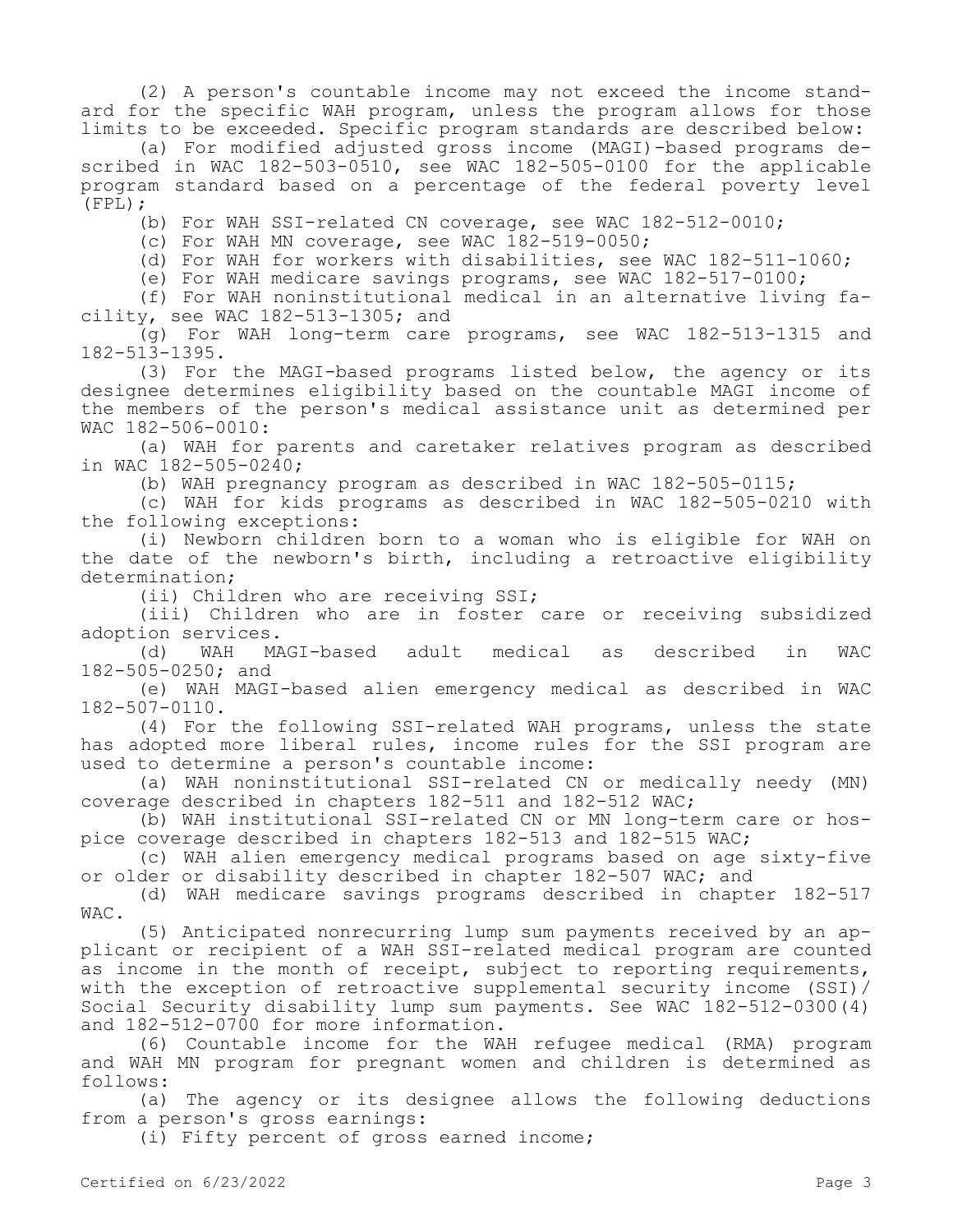(2) A person's countable income may not exceed the income standard for the specific WAH program, unless the program allows for those limits to be exceeded. Specific program standards are described below:

(a) For modified adjusted gross income (MAGI)-based programs described in WAC 182-503-0510, see WAC 182-505-0100 for the applicable program standard based on a percentage of the federal poverty level (FPL);

(b) For WAH SSI-related CN coverage, see WAC 182-512-0010;

(c) For WAH MN coverage, see WAC 182-519-0050;

(d) For WAH for workers with disabilities, see WAC 182-511-1060;

(e) For WAH medicare savings programs, see WAC 182-517-0100;

(f) For WAH noninstitutional medical in an alternative living facility, see WAC 182-513-1305; and

(g) For WAH long-term care programs, see WAC 182-513-1315 and 182-513-1395.

(3) For the MAGI-based programs listed below, the agency or its designee determines eligibility based on the countable MAGI income of the members of the person's medical assistance unit as determined per WAC 182-506-0010:

(a) WAH for parents and caretaker relatives program as described in WAC 182-505-0240;

(b) WAH pregnancy program as described in WAC 182-505-0115;

(c) WAH for kids programs as described in WAC 182-505-0210 with the following exceptions:

(i) Newborn children born to a woman who is eligible for WAH on the date of the newborn's birth, including a retroactive eligibility determination;

(ii) Children who are receiving SSI;

(iii) Children who are in foster care or receiving subsidized adoption services.

(d) WAH MAGI-based adult medical as described in WAC 182-505-0250; and

(e) WAH MAGI-based alien emergency medical as described in WAC 182-507-0110.

(4) For the following SSI-related WAH programs, unless the state has adopted more liberal rules, income rules for the SSI program are used to determine a person's countable income:

(a) WAH noninstitutional SSI-related CN or medically needy (MN) coverage described in chapters 182-511 and 182-512 WAC;

(b) WAH institutional SSI-related CN or MN long-term care or hospice coverage described in chapters 182-513 and 182-515 WAC;

(c) WAH alien emergency medical programs based on age sixty-five or older or disability described in chapter 182-507 WAC; and

(d) WAH medicare savings programs described in chapter 182-517 WAC.

(5) Anticipated nonrecurring lump sum payments received by an applicant or recipient of a WAH SSI-related medical program are counted as income in the month of receipt, subject to reporting requirements, with the exception of retroactive supplemental security income (SSI)/Social Security disability lump sum payments. See WAC 182-512-0300(4) and 182-512-0700 for more information.

(6) Countable income for the WAH refugee medical (RMA) program and WAH MN program for pregnant women and children is determined as follows:

(a) The agency or its designee allows the following deductions from a person's gross earnings:

(i) Fifty percent of gross earned income;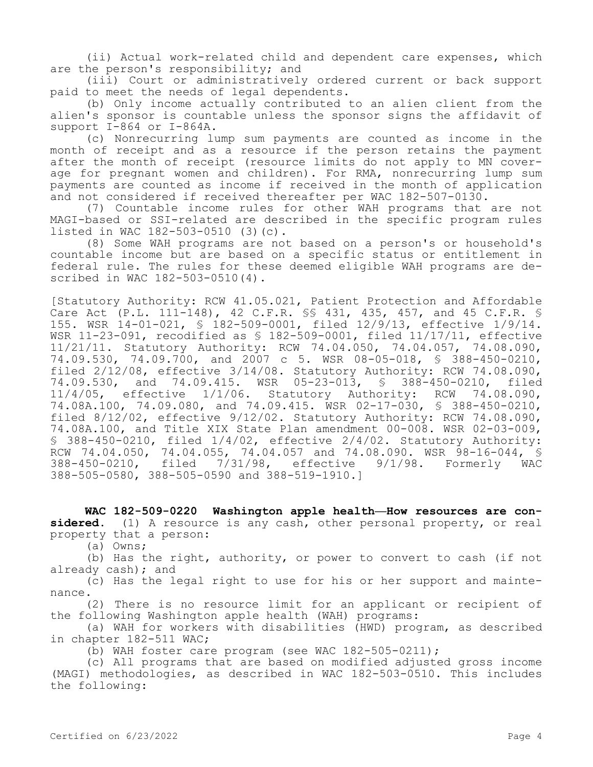(ii) Actual work-related child and dependent care expenses, which are the person's responsibility; and

(iii) Court or administratively ordered current or back support paid to meet the needs of legal dependents.

(b) Only income actually contributed to an alien client from the alien's sponsor is countable unless the sponsor signs the affidavit of support I-864 or I-864A.

(c) Nonrecurring lump sum payments are counted as income in the month of receipt and as a resource if the person retains the payment after the month of receipt (resource limits do not apply to MN coverage for pregnant women and children). For RMA, nonrecurring lump sum payments are counted as income if received in the month of application and not considered if received thereafter per WAC 182-507-0130.

(7) Countable income rules for other WAH programs that are not MAGI-based or SSI-related are described in the specific program rules listed in WAC 182-503-0510 (3)(c).

(8) Some WAH programs are not based on a person's or household's countable income but are based on a specific status or entitlement in federal rule. The rules for these deemed eligible WAH programs are described in WAC 182-503-0510(4).

[Statutory Authority: RCW 41.05.021, Patient Protection and Affordable Care Act (P.L. 111-148), 42 C.F.R. §§ 431, 435, 457, and 45 C.F.R. § 155. WSR 14-01-021, § 182-509-0001, filed 12/9/13, effective 1/9/14. WSR 11-23-091, recodified as § 182-509-0001, filed 11/17/11, effective 11/21/11. Statutory Authority: RCW 74.04.050, 74.04.057, 74.08.090, 74.09.530, 74.09.700, and 2007 c 5. WSR 08-05-018, § 388-450-0210, filed 2/12/08, effective 3/14/08. Statutory Authority: RCW 74.08.090, 74.09.530, and 74.09.415. WSR 05-23-013, § 388-450-0210, filed 11/4/05, effective 1/1/06. Statutory Authority: RCW 74.08.090, 74.08A.100, 74.09.080, and 74.09.415. WSR 02-17-030, § 388-450-0210, filed 8/12/02, effective 9/12/02. Statutory Authority: RCW 74.08.090, 74.08A.100, and Title XIX State Plan amendment 00-008. WSR 02-03-009, § 388-450-0210, filed 1/4/02, effective 2/4/02. Statutory Authority: RCW 74.04.050, 74.04.055, 74.04.057 and 74.08.090. WSR 98-16-044, § 388-450-0210, filed 7/31/98, effective 9/1/98. Formerly WAC 388-505-0580, 388-505-0590 and 388-519-1910.]

**WAC 182-509-0220 Washington apple health—How resources are considered.** (1) A resource is any cash, other personal property, or real property that a person:

(a) Owns;

(b) Has the right, authority, or power to convert to cash (if not already cash); and

(c) Has the legal right to use for his or her support and maintenance.

(2) There is no resource limit for an applicant or recipient of the following Washington apple health (WAH) programs:

(a) WAH for workers with disabilities (HWD) program, as described in chapter 182-511 WAC;

(b) WAH foster care program (see WAC 182-505-0211);

(c) All programs that are based on modified adjusted gross income (MAGI) methodologies, as described in WAC 182-503-0510. This includes the following: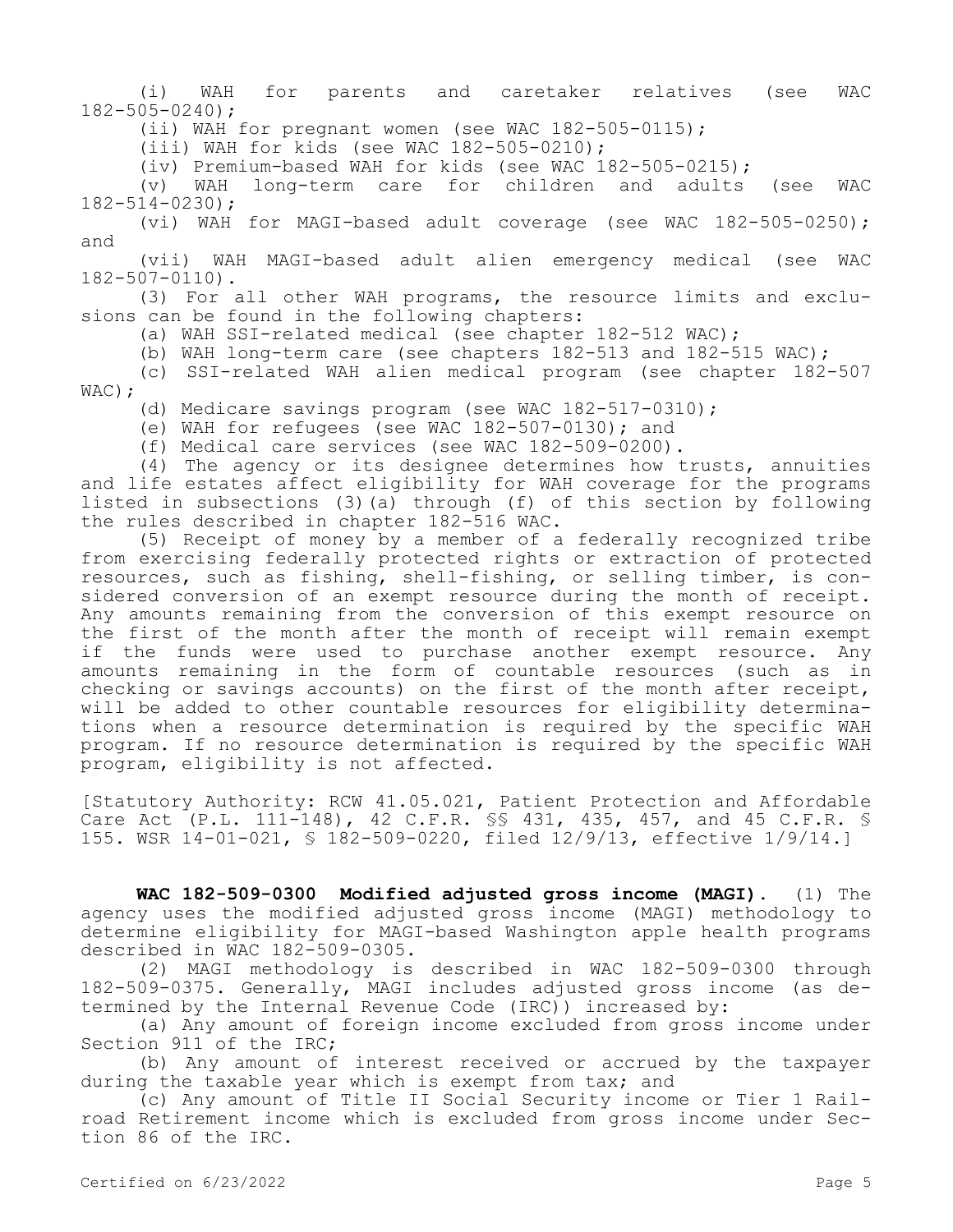(i) WAH for parents and caretaker relatives (see WAC 182-505-0240);

(ii) WAH for pregnant women (see WAC 182-505-0115);

(iii) WAH for kids (see WAC 182-505-0210);

(iv) Premium-based WAH for kids (see WAC 182-505-0215);

(v) WAH long-term care for children and adults (see WAC 182-514-0230);

(vi) WAH for MAGI-based adult coverage (see WAC 182-505-0250); and

(vii) WAH MAGI-based adult alien emergency medical (see WAC 182-507-0110).

(3) For all other WAH programs, the resource limits and exclusions can be found in the following chapters:

(a) WAH SSI-related medical (see chapter 182-512 WAC);

(b) WAH long-term care (see chapters 182-513 and 182-515 WAC);

(c) SSI-related WAH alien medical program (see chapter 182-507 WAC);

(d) Medicare savings program (see WAC 182-517-0310);

(e) WAH for refugees (see WAC 182-507-0130); and

(f) Medical care services (see WAC 182-509-0200).

(4) The agency or its designee determines how trusts, annuities and life estates affect eligibility for WAH coverage for the programs listed in subsections (3)(a) through (f) of this section by following the rules described in chapter 182-516 WAC.

(5) Receipt of money by a member of a federally recognized tribe from exercising federally protected rights or extraction of protected resources, such as fishing, shell-fishing, or selling timber, is considered conversion of an exempt resource during the month of receipt. Any amounts remaining from the conversion of this exempt resource on the first of the month after the month of receipt will remain exempt if the funds were used to purchase another exempt resource. Any amounts remaining in the form of countable resources (such as in checking or savings accounts) on the first of the month after receipt, will be added to other countable resources for eligibility determinations when a resource determination is required by the specific WAH program. If no resource determination is required by the specific WAH program, eligibility is not affected.

[Statutory Authority: RCW 41.05.021, Patient Protection and Affordable Care Act (P.L. 111-148), 42 C.F.R. §§ 431, 435, 457, and 45 C.F.R. § 155. WSR 14-01-021, § 182-509-0220, filed 12/9/13, effective 1/9/14.]

**WAC 182-509-0300 Modified adjusted gross income (MAGI).** (1) The agency uses the modified adjusted gross income (MAGI) methodology to determine eligibility for MAGI-based Washington apple health programs described in WAC 182-509-0305.

(2) MAGI methodology is described in WAC 182-509-0300 through 182-509-0375. Generally, MAGI includes adjusted gross income (as determined by the Internal Revenue Code (IRC)) increased by:

(a) Any amount of foreign income excluded from gross income under Section 911 of the IRC;

(b) Any amount of interest received or accrued by the taxpayer during the taxable year which is exempt from tax; and

(c) Any amount of Title II Social Security income or Tier 1 Railroad Retirement income which is excluded from gross income under Section 86 of the IRC.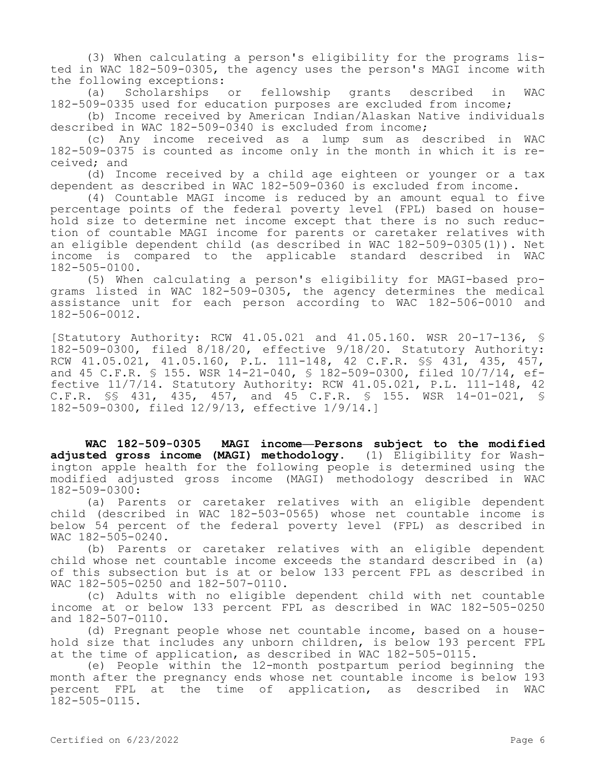(3) When calculating a person's eligibility for the programs listed in WAC 182-509-0305, the agency uses the person's MAGI income with the following exceptions:

(a) Scholarships or fellowship grants described in WAC 182-509-0335 used for education purposes are excluded from income;

(b) Income received by American Indian/Alaskan Native individuals described in WAC 182-509-0340 is excluded from income;

(c) Any income received as a lump sum as described in WAC 182-509-0375 is counted as income only in the month in which it is received; and

(d) Income received by a child age eighteen or younger or a tax dependent as described in WAC 182-509-0360 is excluded from income.

(4) Countable MAGI income is reduced by an amount equal to five percentage points of the federal poverty level (FPL) based on household size to determine net income except that there is no such reduction of countable MAGI income for parents or caretaker relatives with an eligible dependent child (as described in WAC 182-509-0305(1)). Net income is compared to the applicable standard described in WAC 182-505-0100.

(5) When calculating a person's eligibility for MAGI-based programs listed in WAC 182-509-0305, the agency determines the medical assistance unit for each person according to WAC 182-506-0010 and 182-506-0012.

[Statutory Authority: RCW 41.05.021 and 41.05.160. WSR 20-17-136, § 182-509-0300, filed 8/18/20, effective 9/18/20. Statutory Authority: RCW 41.05.021, 41.05.160, P.L. 111-148, 42 C.F.R. §§ 431, 435, 457, and 45 C.F.R. § 155. WSR 14-21-040, § 182-509-0300, filed 10/7/14, effective 11/7/14. Statutory Authority: RCW 41.05.021, P.L. 111-148, 42 C.F.R. §§ 431, 435, 457, and 45 C.F.R. § 155. WSR 14-01-021, § 182-509-0300, filed 12/9/13, effective 1/9/14.]

**WAC 182-509-0305 MAGI income—Persons subject to the modified adjusted gross income (MAGI) methodology.** (1) Eligibility for Washington apple health for the following people is determined using the modified adjusted gross income (MAGI) methodology described in WAC 182-509-0300:

(a) Parents or caretaker relatives with an eligible dependent child (described in WAC 182-503-0565) whose net countable income is below 54 percent of the federal poverty level (FPL) as described in WAC 182-505-0240.

(b) Parents or caretaker relatives with an eligible dependent child whose net countable income exceeds the standard described in (a) of this subsection but is at or below 133 percent FPL as described in WAC 182-505-0250 and 182-507-0110.

(c) Adults with no eligible dependent child with net countable income at or below 133 percent FPL as described in WAC 182-505-0250 and 182-507-0110.

(d) Pregnant people whose net countable income, based on a household size that includes any unborn children, is below 193 percent FPL at the time of application, as described in WAC 182-505-0115.

(e) People within the 12-month postpartum period beginning the month after the pregnancy ends whose net countable income is below 193 percent FPL at the time of application, as described in WAC 182-505-0115.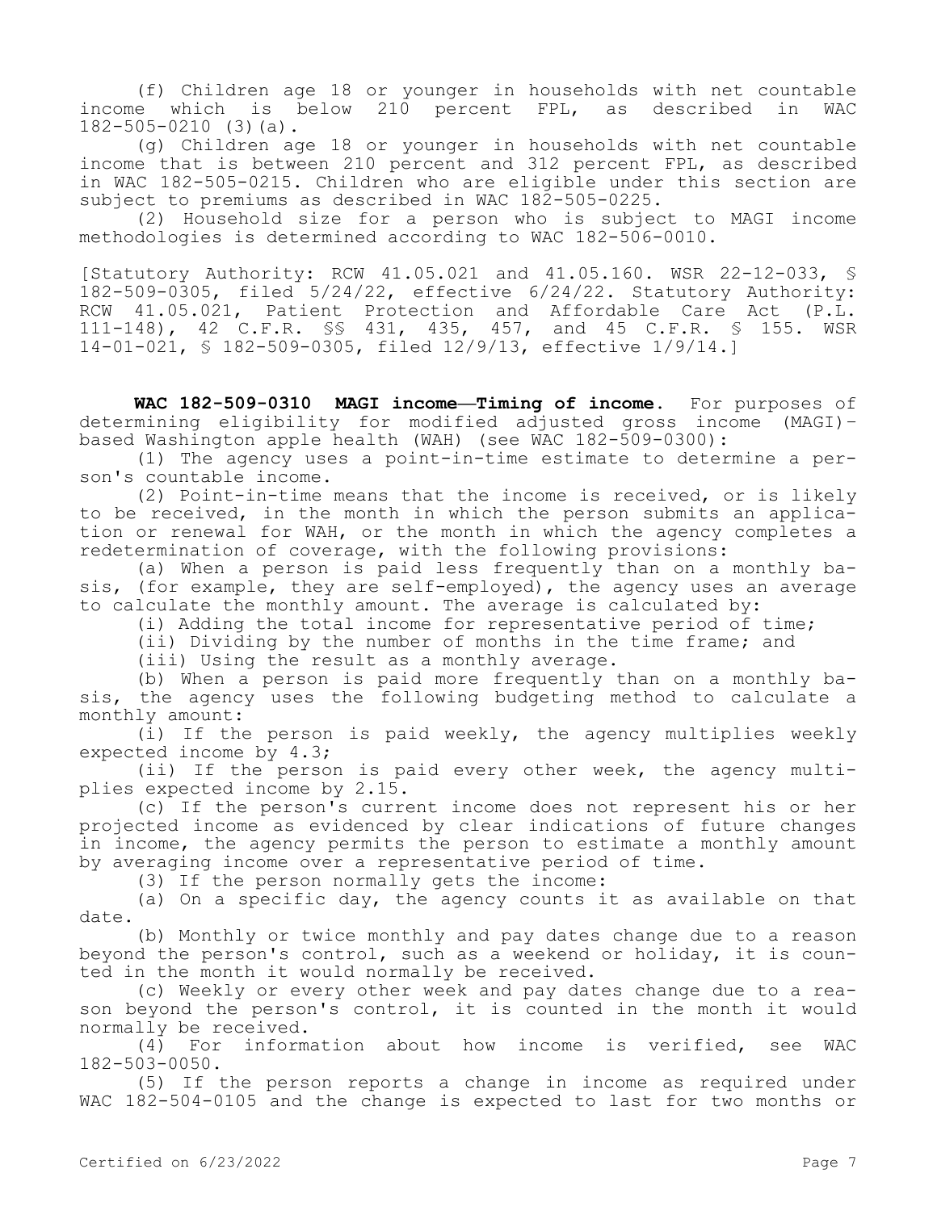(f) Children age 18 or younger in households with net countable income which is below 210 percent FPL, as described in WAC 182-505-0210 (3)(a).

(g) Children age 18 or younger in households with net countable income that is between 210 percent and 312 percent FPL, as described in WAC 182-505-0215. Children who are eligible under this section are subject to premiums as described in WAC 182-505-0225.

(2) Household size for a person who is subject to MAGI income methodologies is determined according to WAC 182-506-0010.

[Statutory Authority: RCW 41.05.021 and 41.05.160. WSR 22-12-033, § 182-509-0305, filed 5/24/22, effective 6/24/22. Statutory Authority: RCW 41.05.021, Patient Protection and Affordable Care Act (P.L. 111-148), 42 C.F.R. §§ 431, 435, 457, and 45 C.F.R. § 155. WSR 14-01-021, § 182-509-0305, filed 12/9/13, effective 1/9/14.]

**WAC 182-509-0310 MAGI income—Timing of income.** For purposes of determining eligibility for modified adjusted gross income (MAGI)-based Washington apple health (WAH) (see WAC 182-509-0300):

(1) The agency uses a point-in-time estimate to determine a person's countable income.

(2) Point-in-time means that the income is received, or is likely to be received, in the month in which the person submits an application or renewal for WAH, or the month in which the agency completes a redetermination of coverage, with the following provisions:

(a) When a person is paid less frequently than on a monthly basis, (for example, they are self-employed), the agency uses an average to calculate the monthly amount. The average is calculated by:

(i) Adding the total income for representative period of time;

(ii) Dividing by the number of months in the time frame; and

(iii) Using the result as a monthly average.

(b) When a person is paid more frequently than on a monthly basis, the agency uses the following budgeting method to calculate a monthly amount:

(i) If the person is paid weekly, the agency multiplies weekly expected income by 4.3;

(ii) If the person is paid every other week, the agency multiplies expected income by 2.15.

(c) If the person's current income does not represent his or her projected income as evidenced by clear indications of future changes in income, the agency permits the person to estimate a monthly amount by averaging income over a representative period of time.

(3) If the person normally gets the income:

(a) On a specific day, the agency counts it as available on that date.

(b) Monthly or twice monthly and pay dates change due to a reason beyond the person's control, such as a weekend or holiday, it is counted in the month it would normally be received.

(c) Weekly or every other week and pay dates change due to a reason beyond the person's control, it is counted in the month it would normally be received.

(4) For information about how income is verified, see WAC 182-503-0050.

(5) If the person reports a change in income as required under WAC 182-504-0105 and the change is expected to last for two months or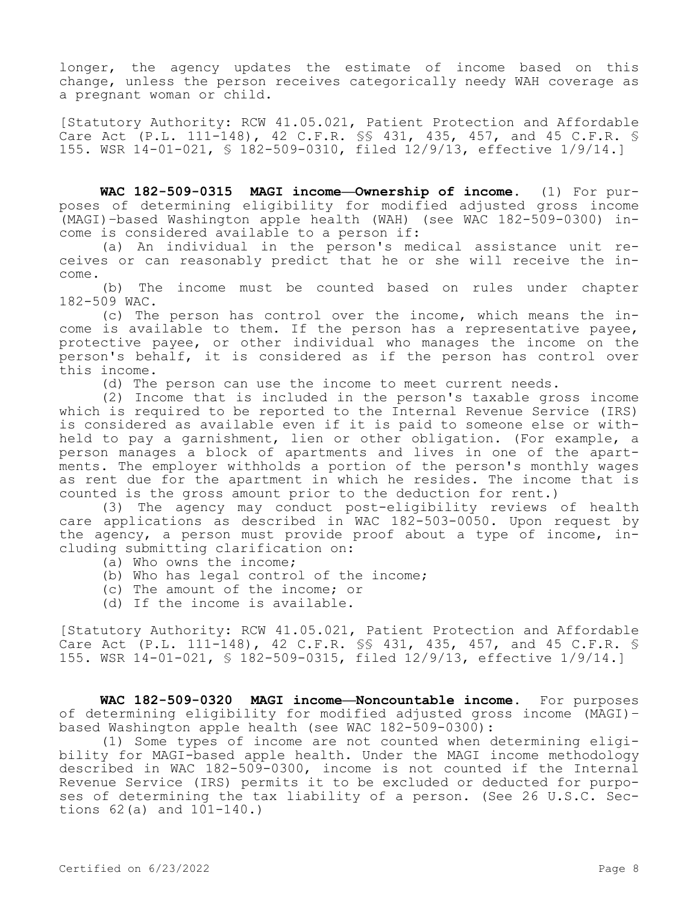longer, the agency updates the estimate of income based on this change, unless the person receives categorically needy WAH coverage as a pregnant woman or child.

[Statutory Authority: RCW 41.05.021, Patient Protection and Affordable Care Act (P.L. 111-148), 42 C.F.R. §§ 431, 435, 457, and 45 C.F.R. § 155. WSR 14-01-021, § 182-509-0310, filed 12/9/13, effective 1/9/14.]

**WAC 182-509-0315 MAGI income—Ownership of income.** (1) For purposes of determining eligibility for modified adjusted gross income (MAGI)-based Washington apple health (WAH) (see WAC 182-509-0300) income is considered available to a person if:

(a) An individual in the person's medical assistance unit receives or can reasonably predict that he or she will receive the income.

(b) The income must be counted based on rules under chapter 182-509 WAC.

(c) The person has control over the income, which means the income is available to them. If the person has a representative payee, protective payee, or other individual who manages the income on the person's behalf, it is considered as if the person has control over this income.

(d) The person can use the income to meet current needs.

(2) Income that is included in the person's taxable gross income which is required to be reported to the Internal Revenue Service (IRS) is considered as available even if it is paid to someone else or withheld to pay a garnishment, lien or other obligation. (For example, a person manages a block of apartments and lives in one of the apartments. The employer withholds a portion of the person's monthly wages as rent due for the apartment in which he resides. The income that is counted is the gross amount prior to the deduction for rent.)

(3) The agency may conduct post-eligibility reviews of health care applications as described in WAC 182-503-0050. Upon request by the agency, a person must provide proof about a type of income, including submitting clarification on:

(a) Who owns the income;

(b) Who has legal control of the income;

(c) The amount of the income; or

(d) If the income is available.

[Statutory Authority: RCW 41.05.021, Patient Protection and Affordable Care Act (P.L. 111-148), 42 C.F.R. §§ 431, 435, 457, and 45 C.F.R. § 155. WSR 14-01-021, § 182-509-0315, filed 12/9/13, effective 1/9/14.]

**WAC 182-509-0320 MAGI income—Noncountable income.** For purposes of determining eligibility for modified adjusted gross income (MAGI)-based Washington apple health (see WAC 182-509-0300):

(1) Some types of income are not counted when determining eligibility for MAGI-based apple health. Under the MAGI income methodology described in WAC 182-509-0300, income is not counted if the Internal Revenue Service (IRS) permits it to be excluded or deducted for purposes of determining the tax liability of a person. (See 26 U.S.C. Sections 62(a) and 101-140.)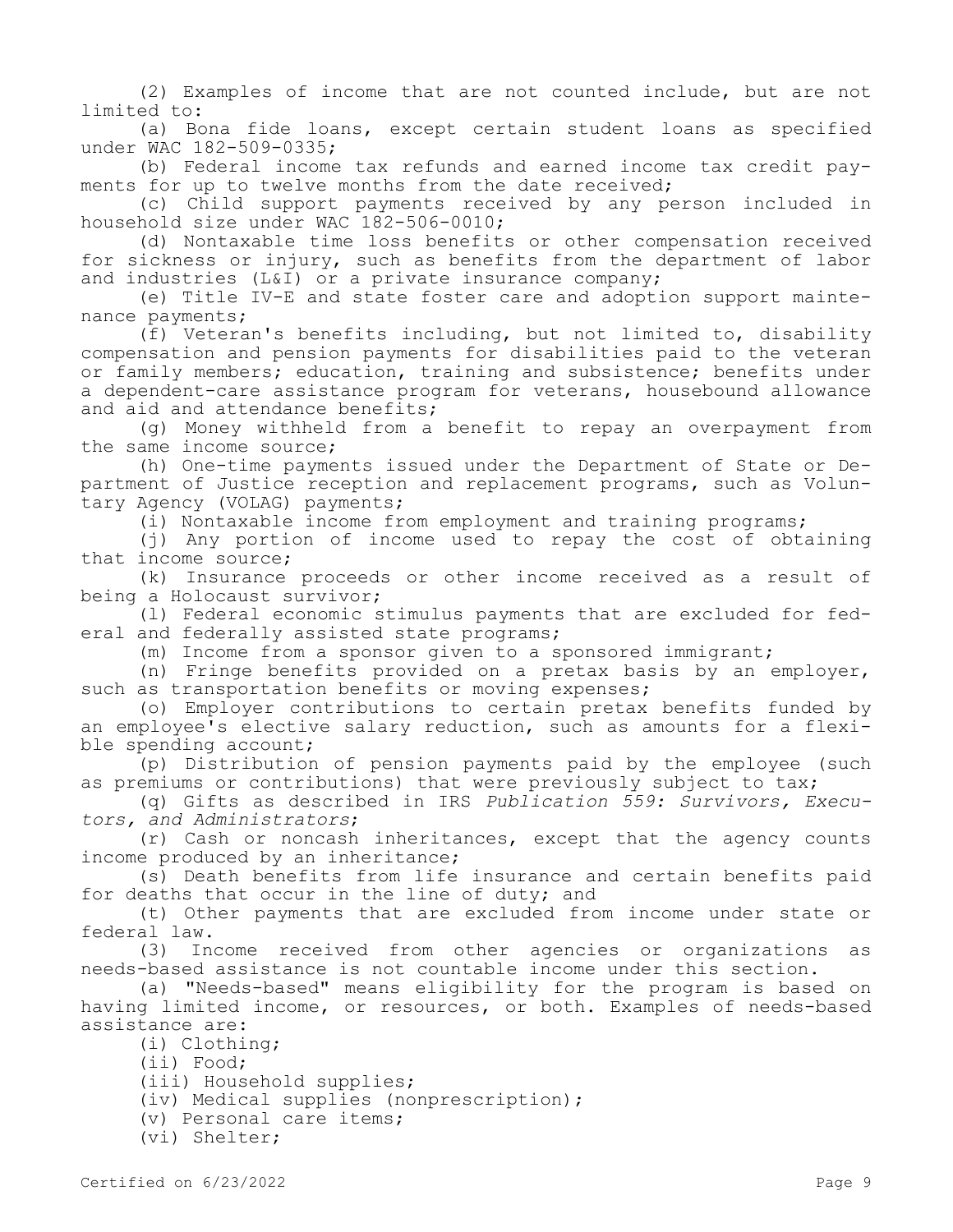(2) Examples of income that are not counted include, but are not limited to:

(a) Bona fide loans, except certain student loans as specified under WAC 182-509-0335;

(b) Federal income tax refunds and earned income tax credit payments for up to twelve months from the date received;

(c) Child support payments received by any person included in household size under WAC 182-506-0010;

(d) Nontaxable time loss benefits or other compensation received for sickness or injury, such as benefits from the department of labor and industries (L&I) or a private insurance company;

(e) Title IV-E and state foster care and adoption support maintenance payments;

(f) Veteran's benefits including, but not limited to, disability compensation and pension payments for disabilities paid to the veteran or family members; education, training and subsistence; benefits under a dependent-care assistance program for veterans, housebound allowance and aid and attendance benefits;

(g) Money withheld from a benefit to repay an overpayment from the same income source;

(h) One-time payments issued under the Department of State or Department of Justice reception and replacement programs, such as Voluntary Agency (VOLAG) payments;

(i) Nontaxable income from employment and training programs;

(j) Any portion of income used to repay the cost of obtaining that income source;

(k) Insurance proceeds or other income received as a result of being a Holocaust survivor;

(l) Federal economic stimulus payments that are excluded for federal and federally assisted state programs;

(m) Income from a sponsor given to a sponsored immigrant;

(n) Fringe benefits provided on a pretax basis by an employer, such as transportation benefits or moving expenses;

(o) Employer contributions to certain pretax benefits funded by an employee's elective salary reduction, such as amounts for a flexible spending account;

(p) Distribution of pension payments paid by the employee (such as premiums or contributions) that were previously subject to tax;

(q) Gifts as described in IRS *Publication 559: Survivors, Executors, and Administrators*;

(r) Cash or noncash inheritances, except that the agency counts income produced by an inheritance;

(s) Death benefits from life insurance and certain benefits paid for deaths that occur in the line of duty; and

(t) Other payments that are excluded from income under state or federal law.

(3) Income received from other agencies or organizations as needs-based assistance is not countable income under this section.

(a) "Needs-based" means eligibility for the program is based on having limited income, or resources, or both. Examples of needs-based assistance are:

(i) Clothing;

(ii) Food;

(iii) Household supplies;

(iv) Medical supplies (nonprescription);

(v) Personal care items;

(vi) Shelter;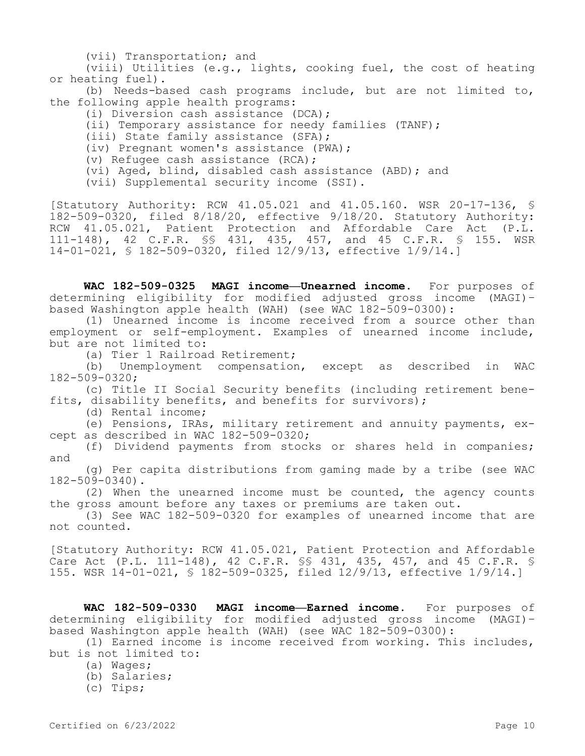(vii) Transportation; and

(viii) Utilities (e.g., lights, cooking fuel, the cost of heating or heating fuel).

(b) Needs-based cash programs include, but are not limited to, the following apple health programs:

(i) Diversion cash assistance (DCA);

(ii) Temporary assistance for needy families (TANF);

(iii) State family assistance (SFA);

(iv) Pregnant women's assistance (PWA);

(v) Refugee cash assistance (RCA);

(vi) Aged, blind, disabled cash assistance (ABD); and

(vii) Supplemental security income (SSI).

[Statutory Authority: RCW 41.05.021 and 41.05.160. WSR 20-17-136, § 182-509-0320, filed 8/18/20, effective 9/18/20. Statutory Authority: RCW 41.05.021, Patient Protection and Affordable Care Act (P.L. 111-148), 42 C.F.R. §§ 431, 435, 457, and 45 C.F.R. § 155. WSR 14-01-021, § 182-509-0320, filed 12/9/13, effective 1/9/14.]

**WAC 182-509-0325 MAGI income—Unearned income.** For purposes of determining eligibility for modified adjusted gross income (MAGI)-based Washington apple health (WAH) (see WAC 182-509-0300):

(1) Unearned income is income received from a source other than employment or self-employment. Examples of unearned income include, but are not limited to:

(a) Tier 1 Railroad Retirement;

(b) Unemployment compensation, except as described in WAC 182-509-0320;

(c) Title II Social Security benefits (including retirement benefits, disability benefits, and benefits for survivors);

(d) Rental income;

(e) Pensions, IRAs, military retirement and annuity payments, except as described in WAC 182-509-0320;

(f) Dividend payments from stocks or shares held in companies; and

(g) Per capita distributions from gaming made by a tribe (see WAC 182-509-0340).

(2) When the unearned income must be counted, the agency counts the gross amount before any taxes or premiums are taken out.

(3) See WAC 182-509-0320 for examples of unearned income that are not counted.

[Statutory Authority: RCW 41.05.021, Patient Protection and Affordable Care Act (P.L. 111-148), 42 C.F.R. §§ 431, 435, 457, and 45 C.F.R. § 155. WSR 14-01-021, § 182-509-0325, filed 12/9/13, effective 1/9/14.]

**WAC 182-509-0330 MAGI income—Earned income.** For purposes of determining eligibility for modified adjusted gross income (MAGI)-based Washington apple health (WAH) (see WAC 182-509-0300):

(1) Earned income is income received from working. This includes, but is not limited to:

(a) Wages;

(b) Salaries;

(c) Tips;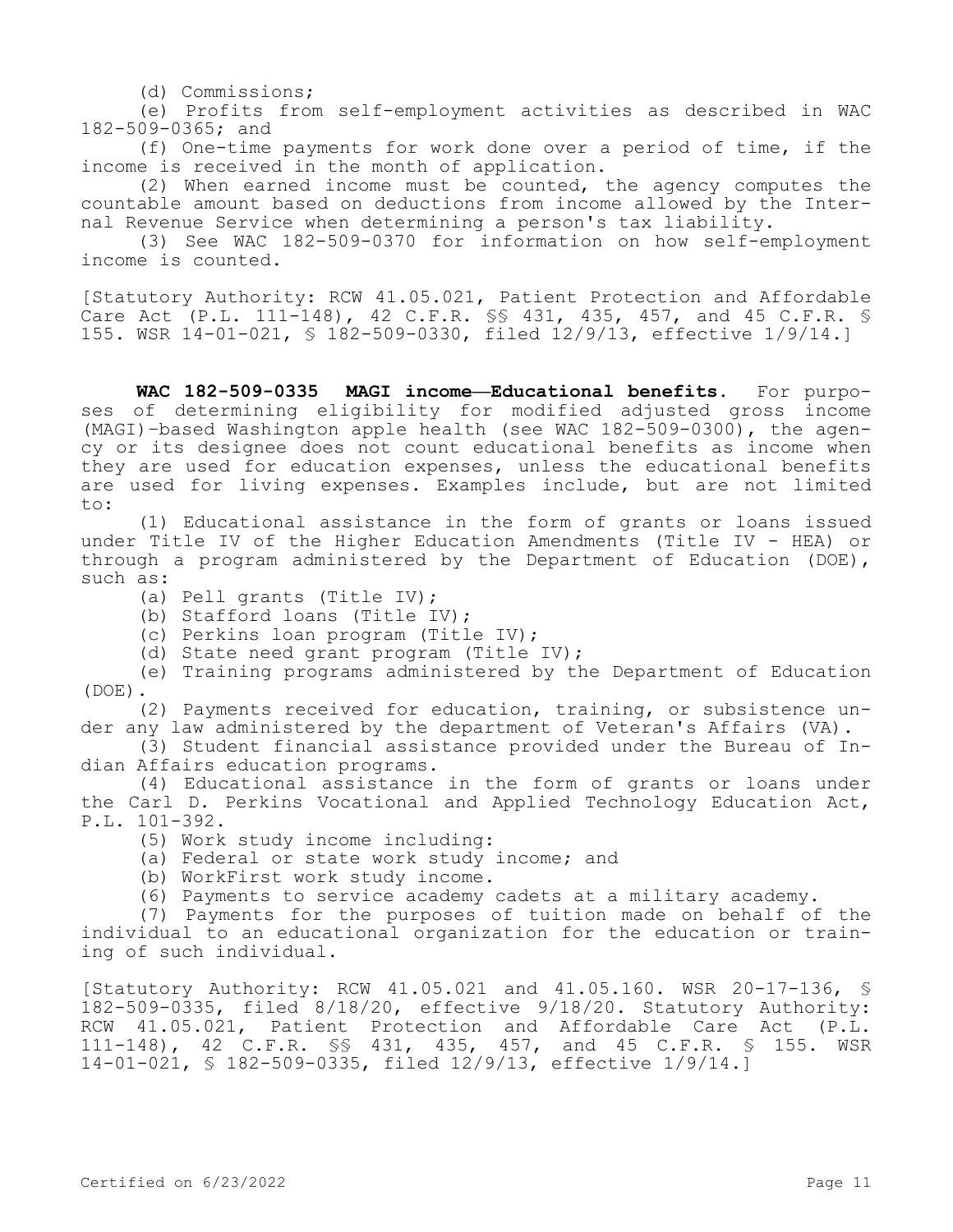(d) Commissions;

(e) Profits from self-employment activities as described in WAC 182-509-0365; and

(f) One-time payments for work done over a period of time, if the income is received in the month of application.

(2) When earned income must be counted, the agency computes the countable amount based on deductions from income allowed by the Internal Revenue Service when determining a person's tax liability.

(3) See WAC 182-509-0370 for information on how self-employment income is counted.

[Statutory Authority: RCW 41.05.021, Patient Protection and Affordable Care Act (P.L. 111-148), 42 C.F.R. §§ 431, 435, 457, and 45 C.F.R. § 155. WSR 14-01-021, § 182-509-0330, filed 12/9/13, effective 1/9/14.]

**WAC 182-509-0335 MAGI income—Educational benefits.** For purposes of determining eligibility for modified adjusted gross income (MAGI)-based Washington apple health (see WAC 182-509-0300), the agency or its designee does not count educational benefits as income when they are used for education expenses, unless the educational benefits are used for living expenses. Examples include, but are not limited to:

(1) Educational assistance in the form of grants or loans issued under Title IV of the Higher Education Amendments (Title IV - HEA) or through a program administered by the Department of Education (DOE), such as:

(a) Pell grants (Title IV);

(b) Stafford loans (Title IV);

(c) Perkins loan program (Title IV);

(d) State need grant program (Title IV);

(e) Training programs administered by the Department of Education (DOE).

(2) Payments received for education, training, or subsistence under any law administered by the department of Veteran's Affairs (VA).

(3) Student financial assistance provided under the Bureau of Indian Affairs education programs.

(4) Educational assistance in the form of grants or loans under the Carl D. Perkins Vocational and Applied Technology Education Act, P.L. 101-392.

(5) Work study income including:

(a) Federal or state work study income; and

(b) WorkFirst work study income.

(6) Payments to service academy cadets at a military academy.

(7) Payments for the purposes of tuition made on behalf of the individual to an educational organization for the education or training of such individual.

[Statutory Authority: RCW 41.05.021 and 41.05.160. WSR 20-17-136, § 182-509-0335, filed 8/18/20, effective 9/18/20. Statutory Authority: RCW 41.05.021, Patient Protection and Affordable Care Act (P.L. 111-148), 42 C.F.R. §§ 431, 435, 457, and 45 C.F.R. § 155. WSR 14-01-021, § 182-509-0335, filed 12/9/13, effective 1/9/14.]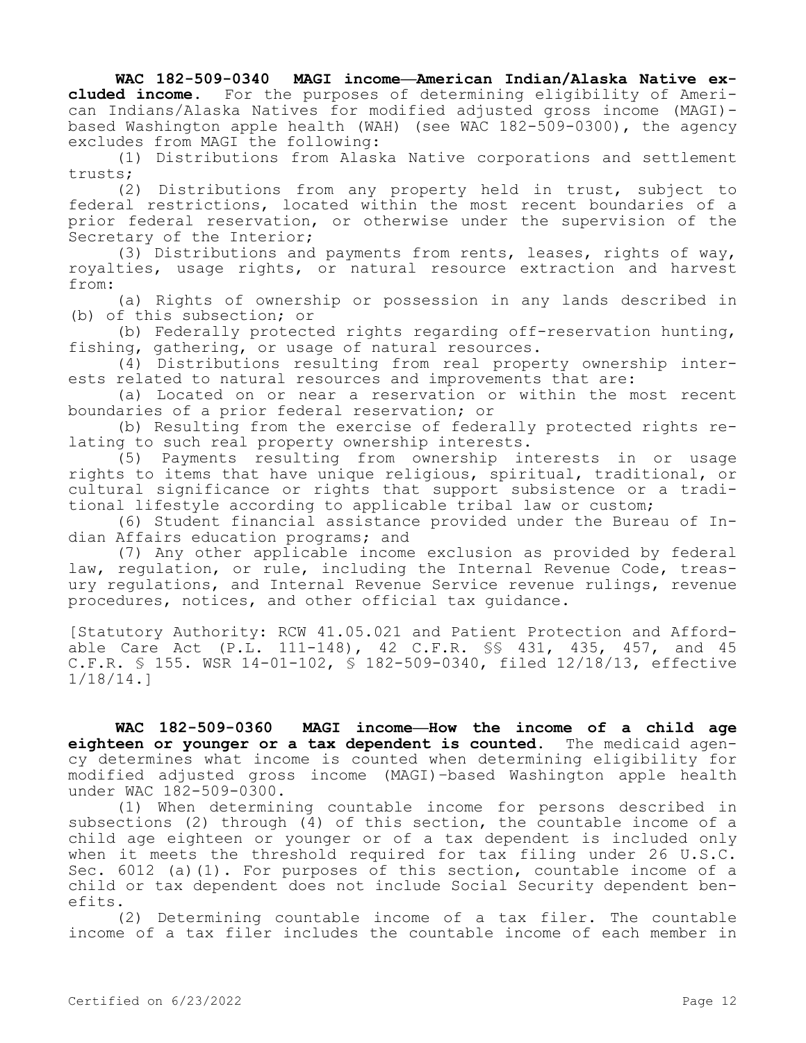**WAC 182-509-0340 MAGI income—American Indian/Alaska Native excluded income.** For the purposes of determining eligibility of American Indians/Alaska Natives for modified adjusted gross income (MAGI)-based Washington apple health (WAH) (see WAC 182-509-0300), the agency excludes from MAGI the following:

(1) Distributions from Alaska Native corporations and settlement trusts;

(2) Distributions from any property held in trust, subject to federal restrictions, located within the most recent boundaries of a prior federal reservation, or otherwise under the supervision of the Secretary of the Interior;

(3) Distributions and payments from rents, leases, rights of way, royalties, usage rights, or natural resource extraction and harvest from:

(a) Rights of ownership or possession in any lands described in (b) of this subsection; or

(b) Federally protected rights regarding off-reservation hunting, fishing, gathering, or usage of natural resources.

(4) Distributions resulting from real property ownership interests related to natural resources and improvements that are:

(a) Located on or near a reservation or within the most recent boundaries of a prior federal reservation; or

(b) Resulting from the exercise of federally protected rights relating to such real property ownership interests.

(5) Payments resulting from ownership interests in or usage rights to items that have unique religious, spiritual, traditional, or cultural significance or rights that support subsistence or a traditional lifestyle according to applicable tribal law or custom;

(6) Student financial assistance provided under the Bureau of Indian Affairs education programs; and

(7) Any other applicable income exclusion as provided by federal law, regulation, or rule, including the Internal Revenue Code, treasury regulations, and Internal Revenue Service revenue rulings, revenue procedures, notices, and other official tax guidance.

[Statutory Authority: RCW 41.05.021 and Patient Protection and Affordable Care Act (P.L. 111-148), 42 C.F.R. §§ 431, 435, 457, and 45 C.F.R. § 155. WSR 14-01-102, § 182-509-0340, filed 12/18/13, effective 1/18/14.]

**WAC 182-509-0360 MAGI income—How the income of a child age eighteen or younger or a tax dependent is counted.** The medicaid agency determines what income is counted when determining eligibility for modified adjusted gross income (MAGI)-based Washington apple health under WAC 182-509-0300.

(1) When determining countable income for persons described in subsections (2) through (4) of this section, the countable income of a child age eighteen or younger or of a tax dependent is included only when it meets the threshold required for tax filing under 26 U.S.C. Sec. 6012 (a)(1). For purposes of this section, countable income of a child or tax dependent does not include Social Security dependent benefits.

(2) Determining countable income of a tax filer. The countable income of a tax filer includes the countable income of each member in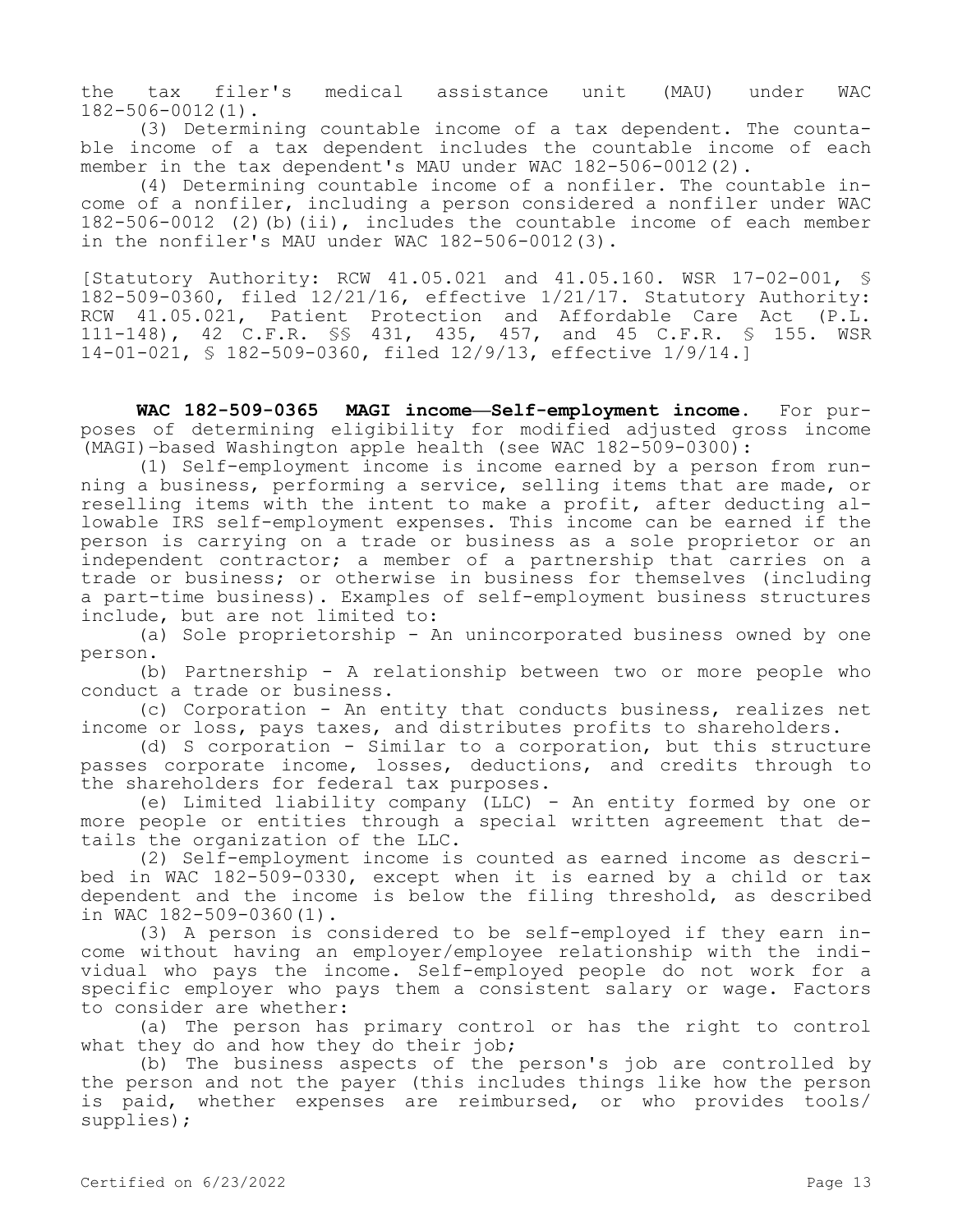the tax filer's medical assistance unit (MAU) under WAC 182-506-0012(1).

(3) Determining countable income of a tax dependent. The countable income of a tax dependent includes the countable income of each member in the tax dependent's MAU under WAC 182-506-0012(2).

(4) Determining countable income of a nonfiler. The countable income of a nonfiler, including a person considered a nonfiler under WAC 182-506-0012 (2)(b)(ii), includes the countable income of each member in the nonfiler's MAU under WAC 182-506-0012(3).

[Statutory Authority: RCW 41.05.021 and 41.05.160. WSR 17-02-001, § 182-509-0360, filed 12/21/16, effective 1/21/17. Statutory Authority: RCW 41.05.021, Patient Protection and Affordable Care Act (P.L. 111-148), 42 C.F.R. §§ 431, 435, 457, and 45 C.F.R. § 155. WSR 14-01-021, § 182-509-0360, filed 12/9/13, effective 1/9/14.]

**WAC 182-509-0365 MAGI income—Self-employment income.** For purposes of determining eligibility for modified adjusted gross income (MAGI)-based Washington apple health (see WAC 182-509-0300):

(1) Self-employment income is income earned by a person from running a business, performing a service, selling items that are made, or reselling items with the intent to make a profit, after deducting allowable IRS self-employment expenses. This income can be earned if the person is carrying on a trade or business as a sole proprietor or an independent contractor; a member of a partnership that carries on a trade or business; or otherwise in business for themselves (including a part-time business). Examples of self-employment business structures include, but are not limited to:

(a) Sole proprietorship - An unincorporated business owned by one person.

(b) Partnership - A relationship between two or more people who conduct a trade or business.

(c) Corporation - An entity that conducts business, realizes net income or loss, pays taxes, and distributes profits to shareholders.

(d) S corporation - Similar to a corporation, but this structure passes corporate income, losses, deductions, and credits through to the shareholders for federal tax purposes.

(e) Limited liability company (LLC) - An entity formed by one or more people or entities through a special written agreement that details the organization of the LLC.

(2) Self-employment income is counted as earned income as described in WAC 182-509-0330, except when it is earned by a child or tax dependent and the income is below the filing threshold, as described in WAC 182-509-0360(1).

(3) A person is considered to be self-employed if they earn income without having an employer/employee relationship with the individual who pays the income. Self-employed people do not work for a specific employer who pays them a consistent salary or wage. Factors to consider are whether:

(a) The person has primary control or has the right to control what they do and how they do their job;

(b) The business aspects of the person's job are controlled by the person and not the payer (this includes things like how the person is paid, whether expenses are reimbursed, or who provides tools/supplies);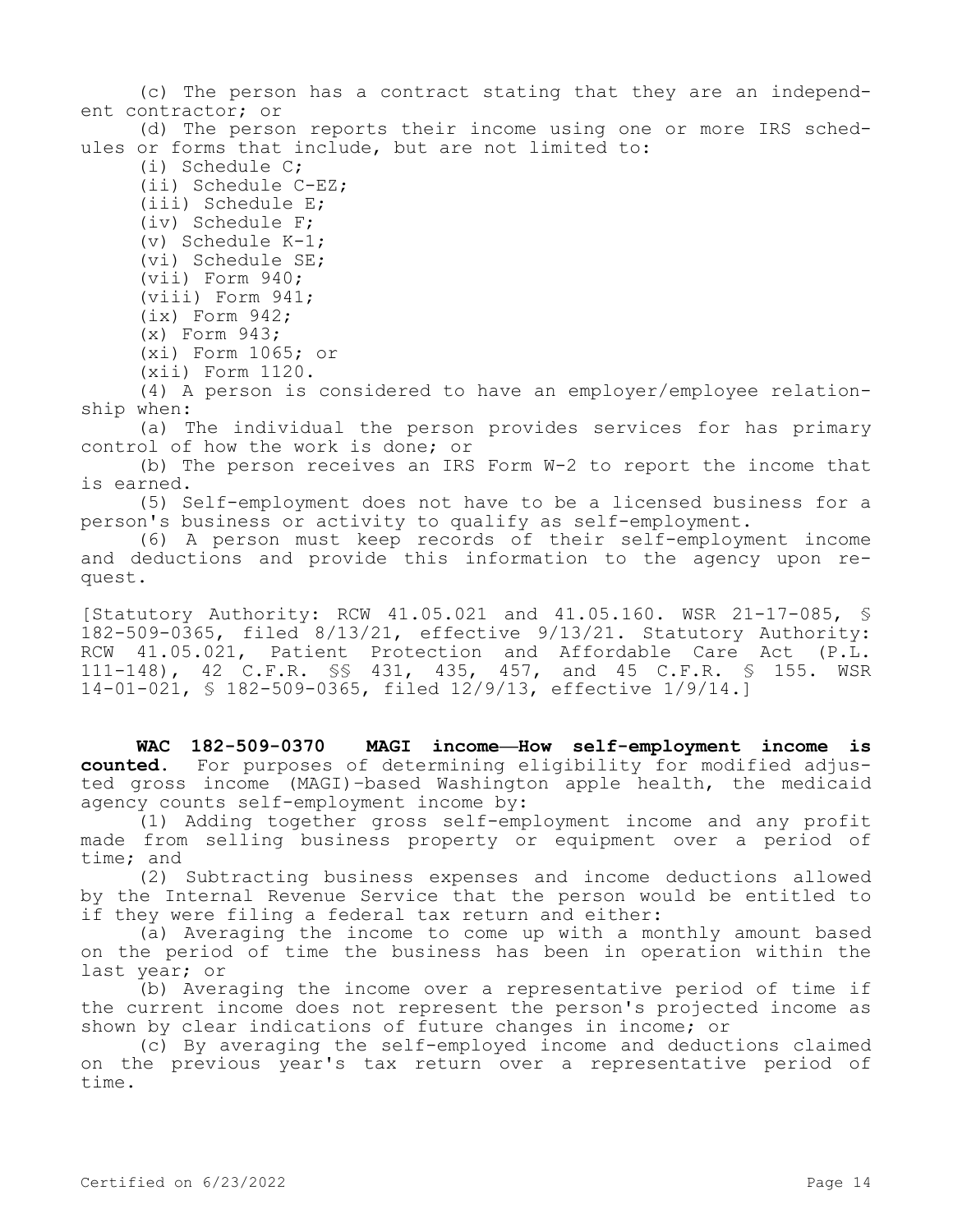(c) The person has a contract stating that they are an independent contractor; or

(d) The person reports their income using one or more IRS schedules or forms that include, but are not limited to:

(i) Schedule C;

(ii) Schedule C-EZ;

(iii) Schedule E;

(iv) Schedule F;

(v) Schedule K-1;

(vi) Schedule SE;

(vii) Form 940;

(viii) Form 941;

(ix) Form 942;

(x) Form 943;

(xi) Form 1065; or

(xii) Form 1120.

(4) A person is considered to have an employer/employee relationship when:

(a) The individual the person provides services for has primary control of how the work is done; or

(b) The person receives an IRS Form W-2 to report the income that is earned.

(5) Self-employment does not have to be a licensed business for a person's business or activity to qualify as self-employment.

(6) A person must keep records of their self-employment income and deductions and provide this information to the agency upon request.

[Statutory Authority: RCW 41.05.021 and 41.05.160. WSR 21-17-085, § 182-509-0365, filed 8/13/21, effective 9/13/21. Statutory Authority: RCW 41.05.021, Patient Protection and Affordable Care Act (P.L. 111-148), 42 C.F.R. §§ 431, 435, 457, and 45 C.F.R. § 155. WSR 14-01-021, § 182-509-0365, filed 12/9/13, effective 1/9/14.]

**WAC 182-509-0370 MAGI income—How self-employment income is counted.** For purposes of determining eligibility for modified adjusted gross income (MAGI)-based Washington apple health, the medicaid agency counts self-employment income by:

(1) Adding together gross self-employment income and any profit made from selling business property or equipment over a period of time; and

(2) Subtracting business expenses and income deductions allowed by the Internal Revenue Service that the person would be entitled to if they were filing a federal tax return and either:

(a) Averaging the income to come up with a monthly amount based on the period of time the business has been in operation within the last year; or

(b) Averaging the income over a representative period of time if the current income does not represent the person's projected income as shown by clear indications of future changes in income; or

(c) By averaging the self-employed income and deductions claimed on the previous year's tax return over a representative period of time.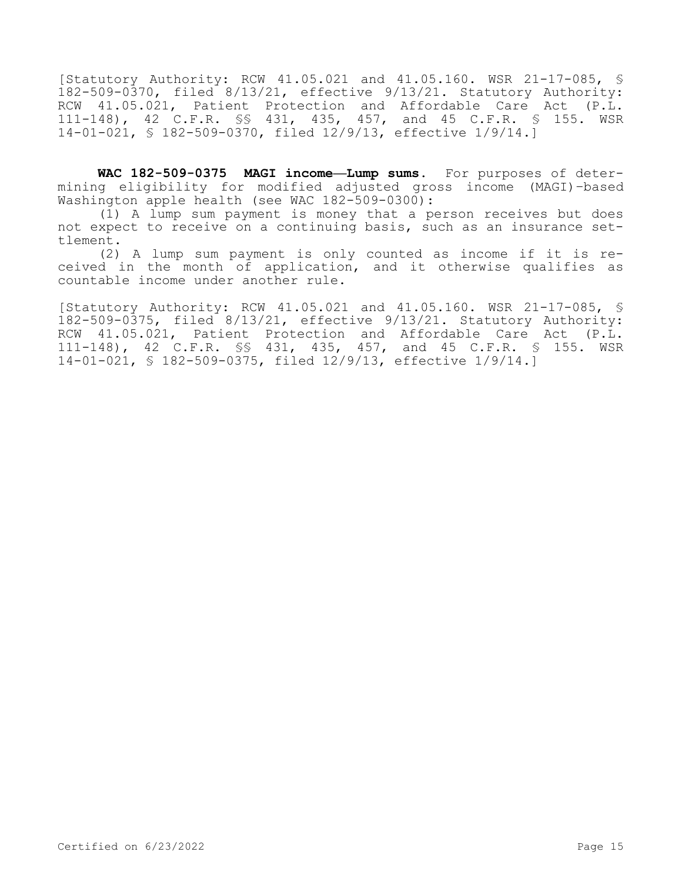[Statutory Authority: RCW 41.05.021 and 41.05.160. WSR 21-17-085, § 182-509-0370, filed 8/13/21, effective 9/13/21. Statutory Authority: RCW 41.05.021, Patient Protection and Affordable Care Act (P.L. 111-148), 42 C.F.R. §§ 431, 435, 457, and 45 C.F.R. § 155. WSR 14-01-021, § 182-509-0370, filed 12/9/13, effective 1/9/14.]

**WAC 182-509-0375 MAGI income—Lump sums.** For purposes of determining eligibility for modified adjusted gross income (MAGI)-based Washington apple health (see WAC 182-509-0300):

(1) A lump sum payment is money that a person receives but does not expect to receive on a continuing basis, such as an insurance settlement.

(2) A lump sum payment is only counted as income if it is received in the month of application, and it otherwise qualifies as countable income under another rule.

[Statutory Authority: RCW 41.05.021 and 41.05.160. WSR 21-17-085, § 182-509-0375, filed 8/13/21, effective 9/13/21. Statutory Authority: RCW 41.05.021, Patient Protection and Affordable Care Act (P.L. 111-148), 42 C.F.R. §§ 431, 435, 457, and 45 C.F.R. § 155. WSR 14-01-021, § 182-509-0375, filed 12/9/13, effective 1/9/14.]